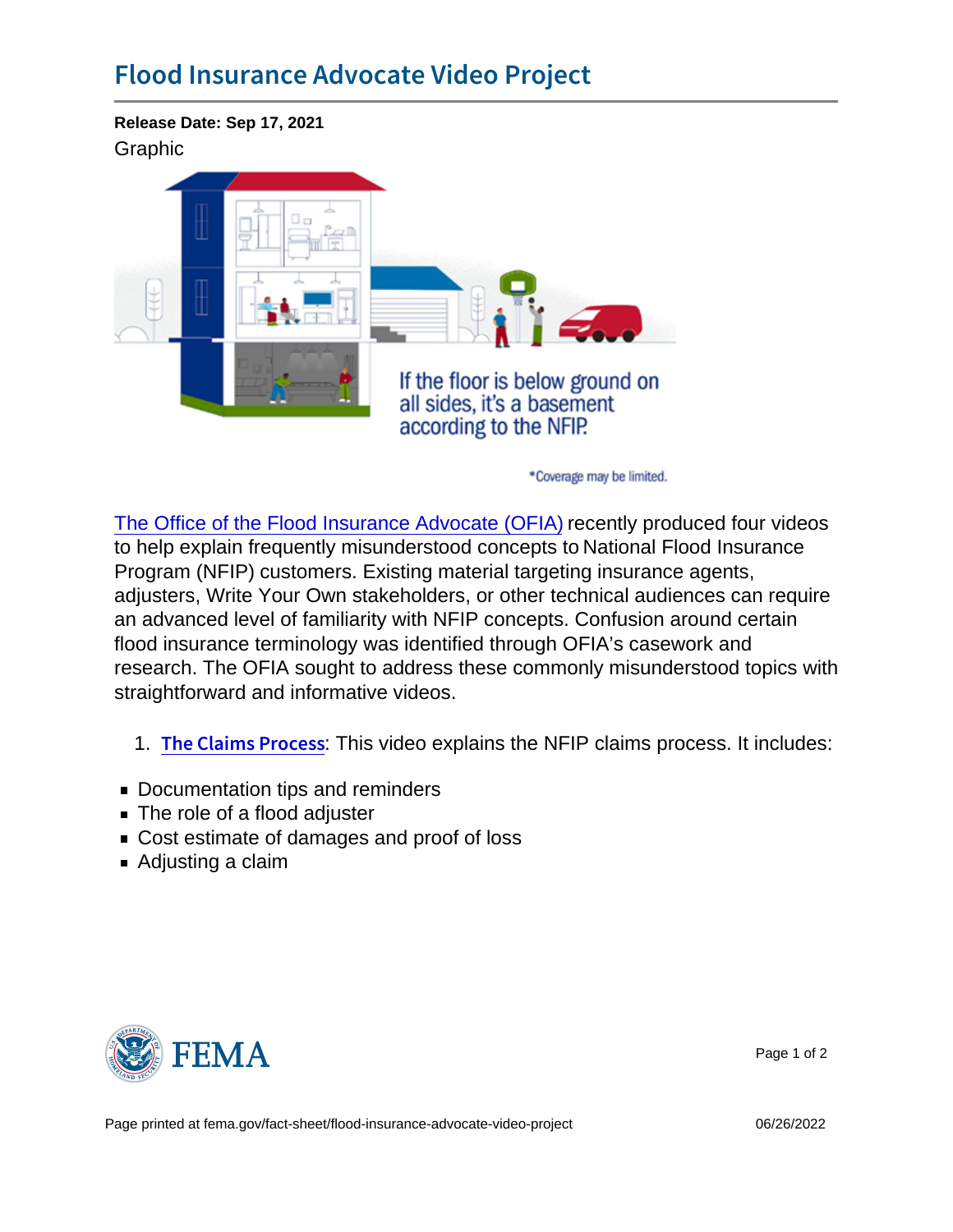# Flood Insurance Advocate Video Project

**Release Date: Sep 17, 2021**

Graphic

If the floor is below ground on all sides, it's a basement according to the NFIP.

*Coverage may be limited.

The Office of the Flood Insurance Advocate (OFIA) recently produced four videos to help explain frequently misunderstood concepts to National Flood Insurance Program (NFIP) customers. Existing material targeting insurance agents, adjusters, Write Your Own stakeholders, or other technical audiences can require an advanced level of familiarity with NFIP concepts. Confusion around certain flood insurance terminology was identified through OFIA's casework and research. The OFIA sought to address these commonly misunderstood topics with straightforward and informative videos.

1. **The Claims Process**: This video explains the NFIP claims process. It includes:

- Documentation tips and reminders
- The role of a flood adjuster
- Cost estimate of damages and proof of loss
- Adjusting a claim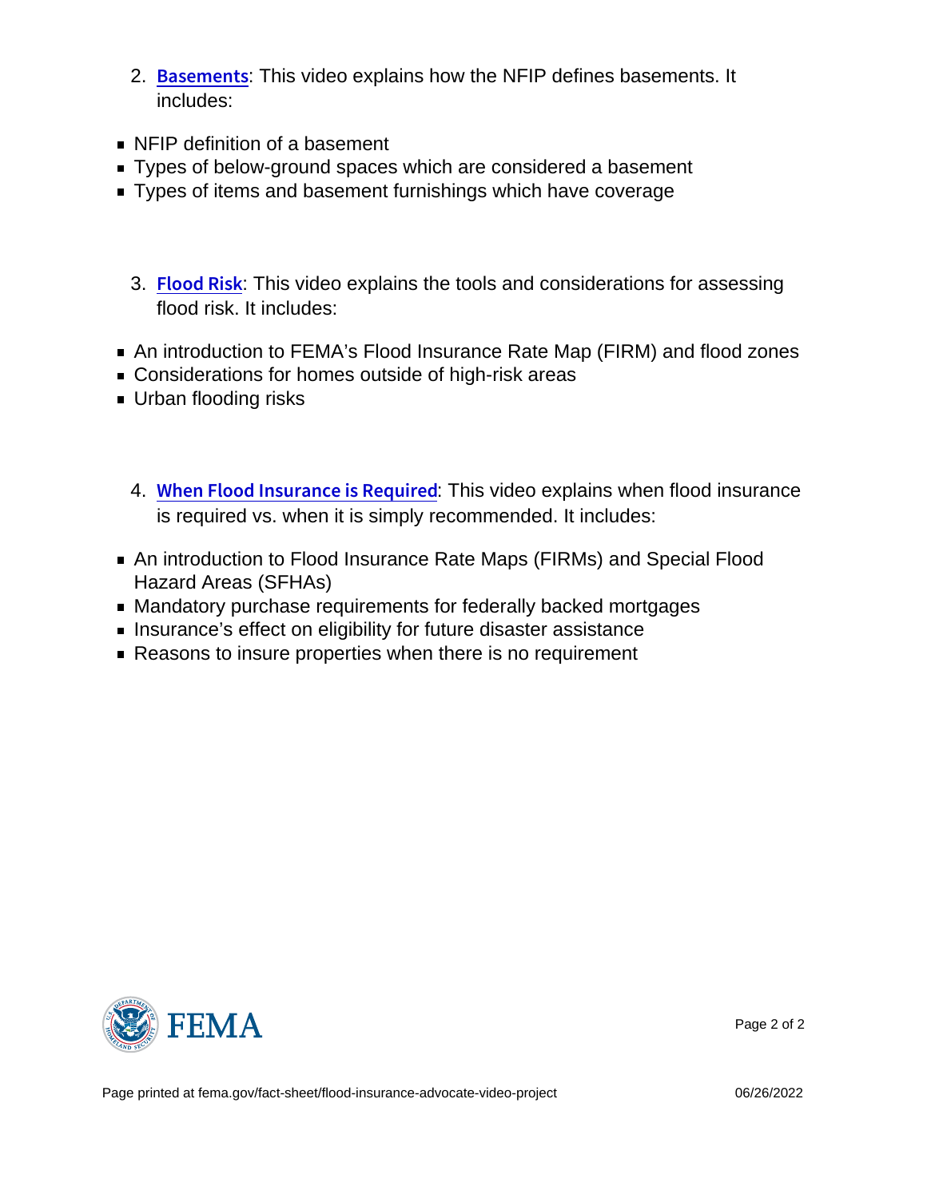2. **Basements**: This video explains how the NFIP defines basements. It includes:

- NFIP definition of a basement
- Types of below-ground spaces which are considered a basement
- Types of items and basement furnishings which have coverage

3. **Flood Risk**: This video explains the tools and considerations for assessing flood risk. It includes:

- An introduction to FEMA's Flood Insurance Rate Map (FIRM) and flood zones
- Considerations for homes outside of high-risk areas
- Urban flooding risks

4. **When Flood Insurance is Required**: This video explains when flood insurance is required vs. when it is simply recommended. It includes:

- An introduction to Flood Insurance Rate Maps (FIRMs) and Special Flood Hazard Areas (SFHAs)
- Mandatory purchase requirements for federally backed mortgages
- Insurance's effect on eligibility for future disaster assistance
- Reasons to insure properties when there is no requirement